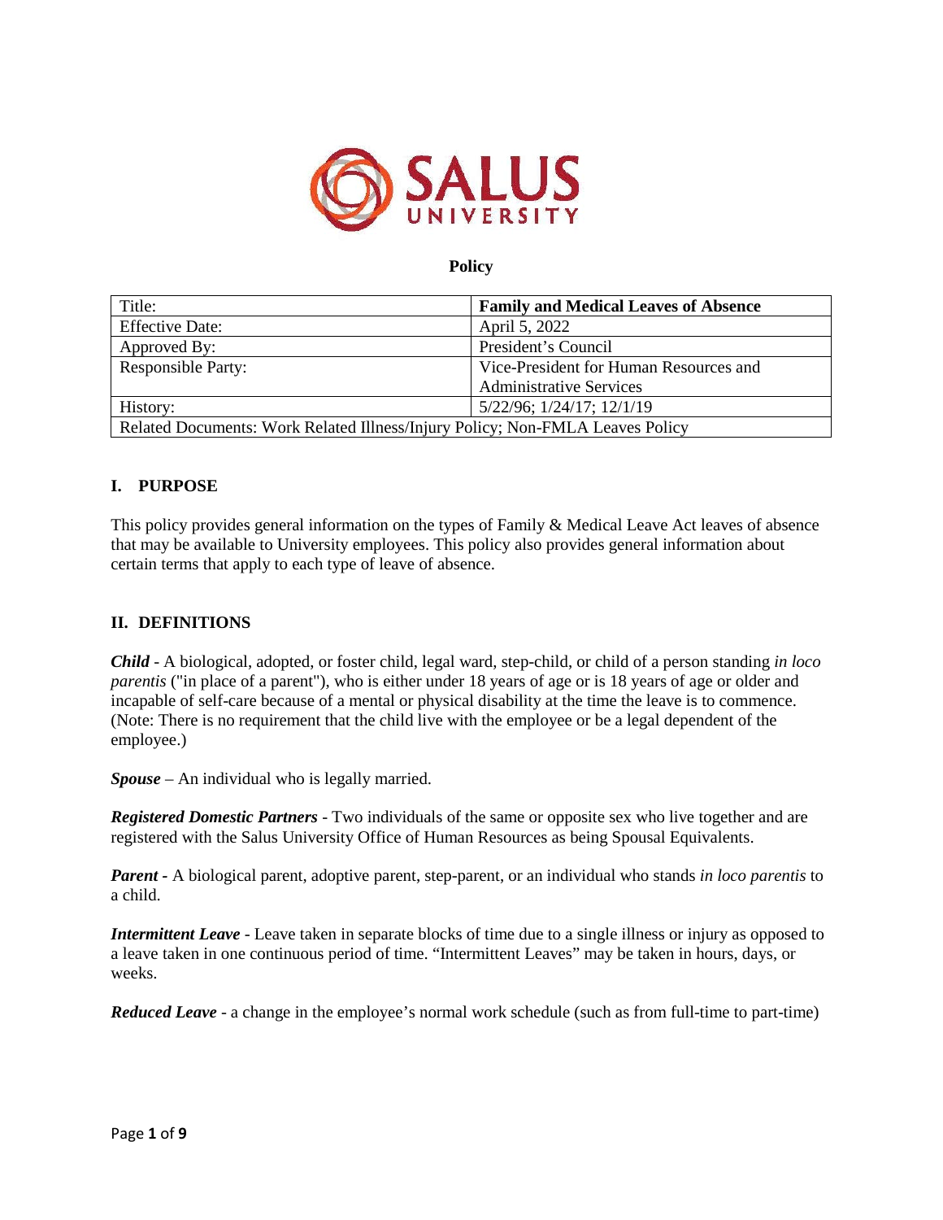SALUS UNIVERSITY

**Policy**

| Title: | **Family and Medical Leaves of Absence** |
|---|---|
| Effective Date: | April 5, 2022 |
| Approved By: | President's Council |
| Responsible Party: | Vice-President for Human Resources and Administrative Services |
| History: | 5/22/96; 1/24/17; 12/1/19 |
| Related Documents: Work Related Illness/Injury Policy; Non-FMLA Leaves Policy | |

## I. PURPOSE

This policy provides general information on the types of Family & Medical Leave Act leaves of absence that may be available to University employees. This policy also provides general information about certain terms that apply to each type of leave of absence.

## II. DEFINITIONS

***Child*** - A biological, adopted, or foster child, legal ward, step-child, or child of a person standing *in loco parentis* ("in place of a parent"), who is either under 18 years of age or is 18 years of age or older and incapable of self-care because of a mental or physical disability at the time the leave is to commence. (Note: There is no requirement that the child live with the employee or be a legal dependent of the employee.)

***Spouse*** – An individual who is legally married.

***Registered Domestic Partners*** - Two individuals of the same or opposite sex who live together and are registered with the Salus University Office of Human Resources as being Spousal Equivalents.

***Parent*** - A biological parent, adoptive parent, step-parent, or an individual who stands *in loco parentis* to a child.

***Intermittent Leave*** - Leave taken in separate blocks of time due to a single illness or injury as opposed to a leave taken in one continuous period of time. "Intermittent Leaves" may be taken in hours, days, or weeks.

***Reduced Leave*** - a change in the employee's normal work schedule (such as from full-time to part-time)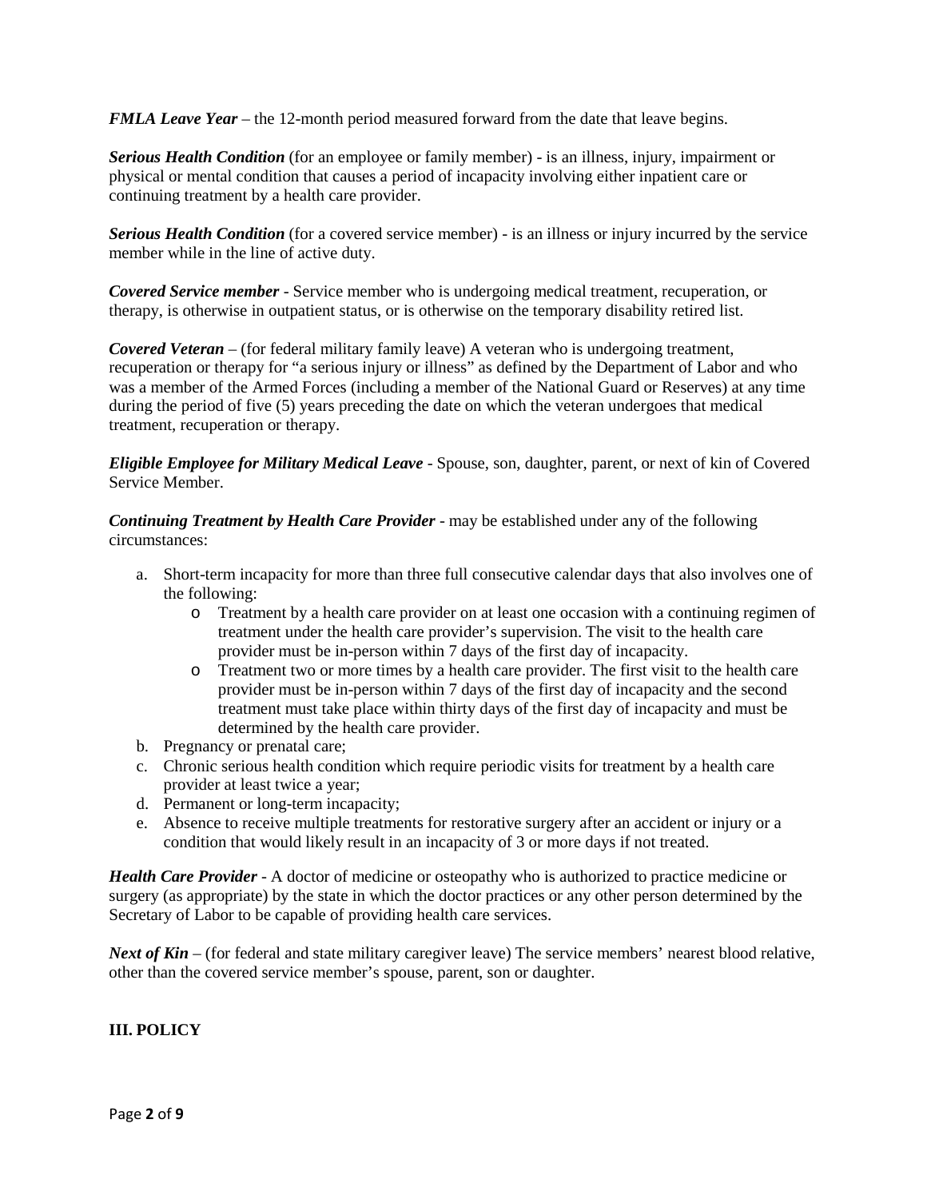***FMLA Leave Year*** – the 12-month period measured forward from the date that leave begins.

***Serious Health Condition*** (for an employee or family member) - is an illness, injury, impairment or physical or mental condition that causes a period of incapacity involving either inpatient care or continuing treatment by a health care provider.

***Serious Health Condition*** (for a covered service member) - is an illness or injury incurred by the service member while in the line of active duty.

***Covered Service member*** - Service member who is undergoing medical treatment, recuperation, or therapy, is otherwise in outpatient status, or is otherwise on the temporary disability retired list.

***Covered Veteran*** – (for federal military family leave) A veteran who is undergoing treatment, recuperation or therapy for "a serious injury or illness" as defined by the Department of Labor and who was a member of the Armed Forces (including a member of the National Guard or Reserves) at any time during the period of five (5) years preceding the date on which the veteran undergoes that medical treatment, recuperation or therapy.

***Eligible Employee for Military Medical Leave*** - Spouse, son, daughter, parent, or next of kin of Covered Service Member.

***Continuing Treatment by Health Care Provider*** - may be established under any of the following circumstances:

a. Short-term incapacity for more than three full consecutive calendar days that also involves one of the following:
    - Treatment by a health care provider on at least one occasion with a continuing regimen of treatment under the health care provider's supervision. The visit to the health care provider must be in-person within 7 days of the first day of incapacity.
    - Treatment two or more times by a health care provider. The first visit to the health care provider must be in-person within 7 days of the first day of incapacity and the second treatment must take place within thirty days of the first day of incapacity and must be determined by the health care provider.
b. Pregnancy or prenatal care;
c. Chronic serious health condition which require periodic visits for treatment by a health care provider at least twice a year;
d. Permanent or long-term incapacity;
e. Absence to receive multiple treatments for restorative surgery after an accident or injury or a condition that would likely result in an incapacity of 3 or more days if not treated.

***Health Care Provider*** - A doctor of medicine or osteopathy who is authorized to practice medicine or surgery (as appropriate) by the state in which the doctor practices or any other person determined by the Secretary of Labor to be capable of providing health care services.

***Next of Kin*** – (for federal and state military caregiver leave) The service members' nearest blood relative, other than the covered service member's spouse, parent, son or daughter.

## III. POLICY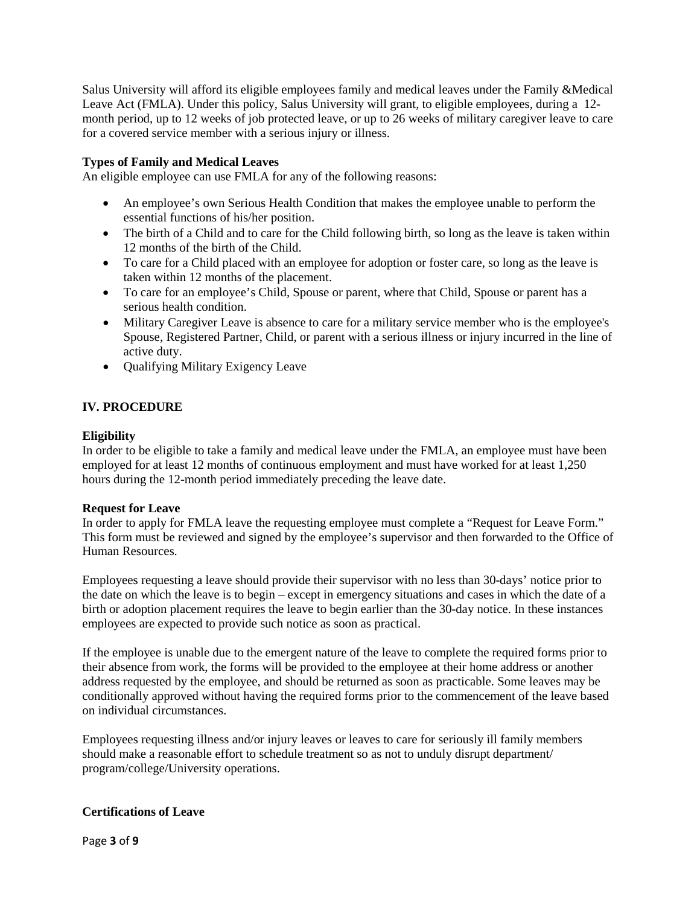Salus University will afford its eligible employees family and medical leaves under the Family &Medical Leave Act (FMLA). Under this policy, Salus University will grant, to eligible employees, during a 12-month period, up to 12 weeks of job protected leave, or up to 26 weeks of military caregiver leave to care for a covered service member with a serious injury or illness.

**Types of Family and Medical Leaves**

An eligible employee can use FMLA for any of the following reasons:

- An employee's own Serious Health Condition that makes the employee unable to perform the essential functions of his/her position.
- The birth of a Child and to care for the Child following birth, so long as the leave is taken within 12 months of the birth of the Child.
- To care for a Child placed with an employee for adoption or foster care, so long as the leave is taken within 12 months of the placement.
- To care for an employee's Child, Spouse or parent, where that Child, Spouse or parent has a serious health condition.
- Military Caregiver Leave is absence to care for a military service member who is the employee's Spouse, Registered Partner, Child, or parent with a serious illness or injury incurred in the line of active duty.
- Qualifying Military Exigency Leave

## IV. PROCEDURE

**Eligibility**

In order to be eligible to take a family and medical leave under the FMLA, an employee must have been employed for at least 12 months of continuous employment and must have worked for at least 1,250 hours during the 12-month period immediately preceding the leave date.

**Request for Leave**

In order to apply for FMLA leave the requesting employee must complete a "Request for Leave Form." This form must be reviewed and signed by the employee's supervisor and then forwarded to the Office of Human Resources.

Employees requesting a leave should provide their supervisor with no less than 30-days' notice prior to the date on which the leave is to begin – except in emergency situations and cases in which the date of a birth or adoption placement requires the leave to begin earlier than the 30-day notice. In these instances employees are expected to provide such notice as soon as practical.

If the employee is unable due to the emergent nature of the leave to complete the required forms prior to their absence from work, the forms will be provided to the employee at their home address or another address requested by the employee, and should be returned as soon as practicable. Some leaves may be conditionally approved without having the required forms prior to the commencement of the leave based on individual circumstances.

Employees requesting illness and/or injury leaves or leaves to care for seriously ill family members should make a reasonable effort to schedule treatment so as not to unduly disrupt department/ program/college/University operations.

**Certifications of Leave**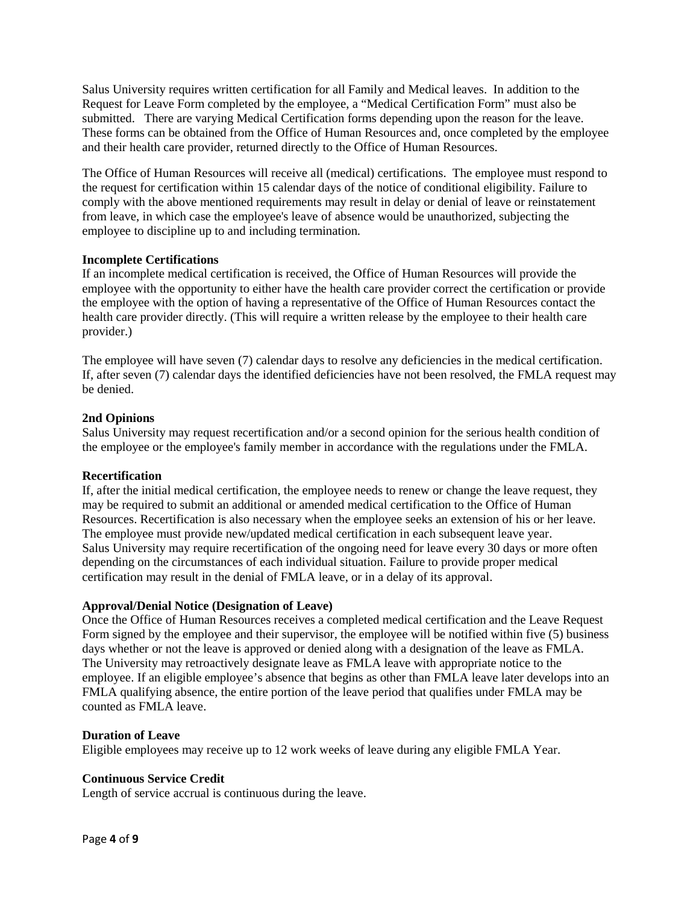Salus University requires written certification for all Family and Medical leaves. In addition to the Request for Leave Form completed by the employee, a "Medical Certification Form" must also be submitted. There are varying Medical Certification forms depending upon the reason for the leave. These forms can be obtained from the Office of Human Resources and, once completed by the employee and their health care provider, returned directly to the Office of Human Resources.

The Office of Human Resources will receive all (medical) certifications. The employee must respond to the request for certification within 15 calendar days of the notice of conditional eligibility. Failure to comply with the above mentioned requirements may result in delay or denial of leave or reinstatement from leave, in which case the employee's leave of absence would be unauthorized, subjecting the employee to discipline up to and including termination.

**Incomplete Certifications**

If an incomplete medical certification is received, the Office of Human Resources will provide the employee with the opportunity to either have the health care provider correct the certification or provide the employee with the option of having a representative of the Office of Human Resources contact the health care provider directly. (This will require a written release by the employee to their health care provider.)

The employee will have seven (7) calendar days to resolve any deficiencies in the medical certification. If, after seven (7) calendar days the identified deficiencies have not been resolved, the FMLA request may be denied.

**2nd Opinions**

Salus University may request recertification and/or a second opinion for the serious health condition of the employee or the employee's family member in accordance with the regulations under the FMLA.

**Recertification**

If, after the initial medical certification, the employee needs to renew or change the leave request, they may be required to submit an additional or amended medical certification to the Office of Human Resources. Recertification is also necessary when the employee seeks an extension of his or her leave. The employee must provide new/updated medical certification in each subsequent leave year. Salus University may require recertification of the ongoing need for leave every 30 days or more often depending on the circumstances of each individual situation. Failure to provide proper medical certification may result in the denial of FMLA leave, or in a delay of its approval.

**Approval/Denial Notice (Designation of Leave)**

Once the Office of Human Resources receives a completed medical certification and the Leave Request Form signed by the employee and their supervisor, the employee will be notified within five (5) business days whether or not the leave is approved or denied along with a designation of the leave as FMLA. The University may retroactively designate leave as FMLA leave with appropriate notice to the employee. If an eligible employee's absence that begins as other than FMLA leave later develops into an FMLA qualifying absence, the entire portion of the leave period that qualifies under FMLA may be counted as FMLA leave.

**Duration of Leave**

Eligible employees may receive up to 12 work weeks of leave during any eligible FMLA Year.

**Continuous Service Credit**

Length of service accrual is continuous during the leave.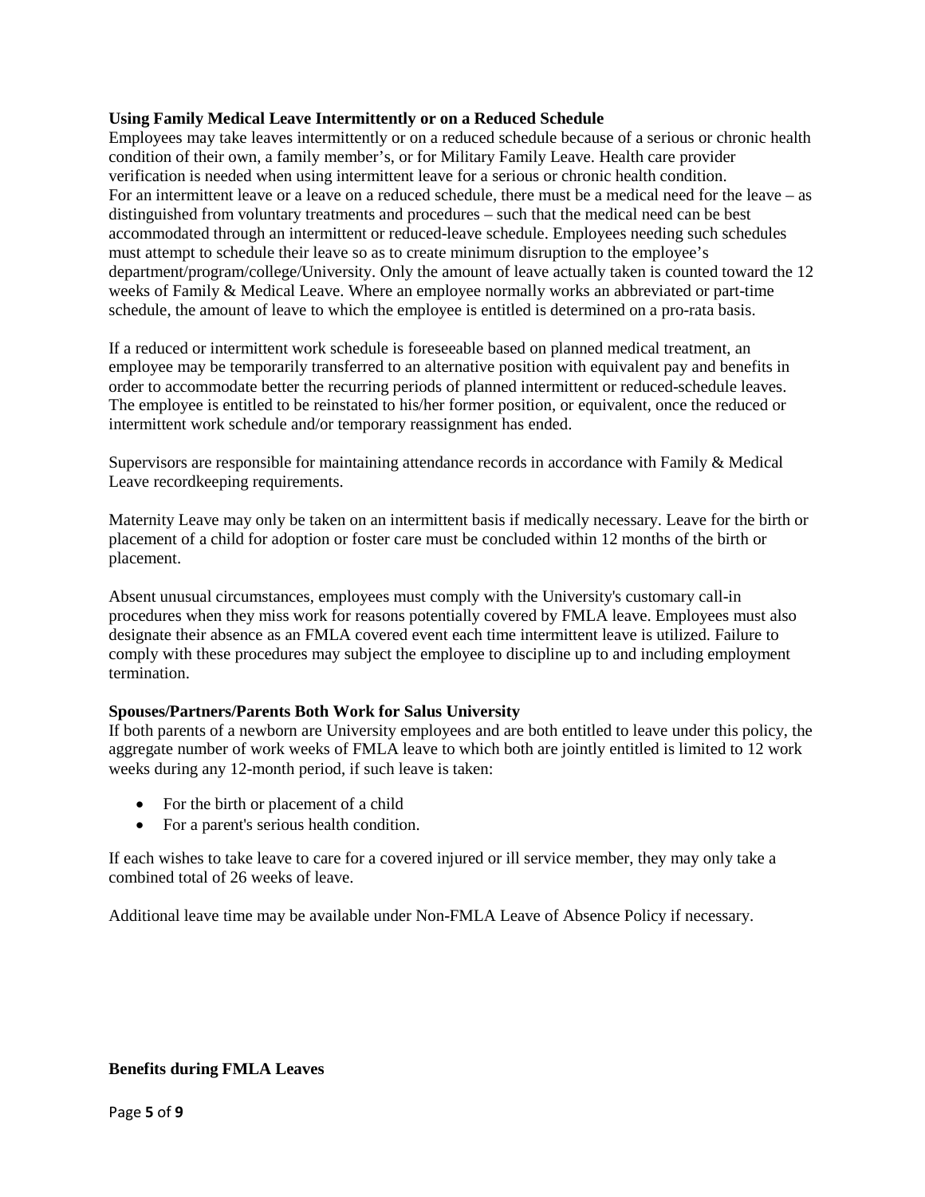**Using Family Medical Leave Intermittently or on a Reduced Schedule**

Employees may take leaves intermittently or on a reduced schedule because of a serious or chronic health condition of their own, a family member's, or for Military Family Leave. Health care provider verification is needed when using intermittent leave for a serious or chronic health condition. For an intermittent leave or a leave on a reduced schedule, there must be a medical need for the leave – as distinguished from voluntary treatments and procedures – such that the medical need can be best accommodated through an intermittent or reduced-leave schedule. Employees needing such schedules must attempt to schedule their leave so as to create minimum disruption to the employee's department/program/college/University. Only the amount of leave actually taken is counted toward the 12 weeks of Family & Medical Leave. Where an employee normally works an abbreviated or part-time schedule, the amount of leave to which the employee is entitled is determined on a pro-rata basis.

If a reduced or intermittent work schedule is foreseeable based on planned medical treatment, an employee may be temporarily transferred to an alternative position with equivalent pay and benefits in order to accommodate better the recurring periods of planned intermittent or reduced-schedule leaves. The employee is entitled to be reinstated to his/her former position, or equivalent, once the reduced or intermittent work schedule and/or temporary reassignment has ended.

Supervisors are responsible for maintaining attendance records in accordance with Family & Medical Leave recordkeeping requirements.

Maternity Leave may only be taken on an intermittent basis if medically necessary. Leave for the birth or placement of a child for adoption or foster care must be concluded within 12 months of the birth or placement.

Absent unusual circumstances, employees must comply with the University's customary call-in procedures when they miss work for reasons potentially covered by FMLA leave. Employees must also designate their absence as an FMLA covered event each time intermittent leave is utilized. Failure to comply with these procedures may subject the employee to discipline up to and including employment termination.

**Spouses/Partners/Parents Both Work for Salus University**

If both parents of a newborn are University employees and are both entitled to leave under this policy, the aggregate number of work weeks of FMLA leave to which both are jointly entitled is limited to 12 work weeks during any 12-month period, if such leave is taken:

- For the birth or placement of a child
- For a parent's serious health condition.

If each wishes to take leave to care for a covered injured or ill service member, they may only take a combined total of 26 weeks of leave.

Additional leave time may be available under Non-FMLA Leave of Absence Policy if necessary.

**Benefits during FMLA Leaves**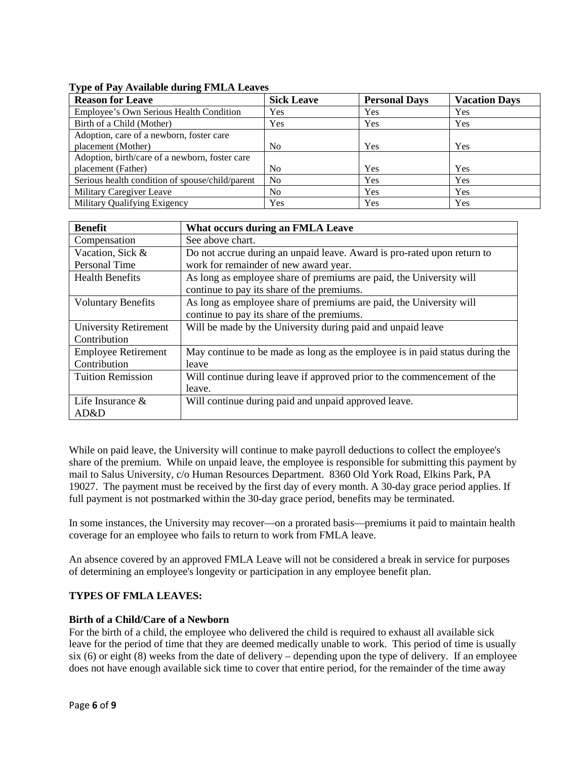**Type of Pay Available during FMLA Leaves**

| Reason for Leave | Sick Leave | Personal Days | Vacation Days |
|---|---|---|---|
| Employee's Own Serious Health Condition | Yes | Yes | Yes |
| Birth of a Child (Mother) | Yes | Yes | Yes |
| Adoption, care of a newborn, foster care placement (Mother) | No | Yes | Yes |
| Adoption, birth/care of a newborn, foster care placement (Father) | No | Yes | Yes |
| Serious health condition of spouse/child/parent | No | Yes | Yes |
| Military Caregiver Leave | No | Yes | Yes |
| Military Qualifying Exigency | Yes | Yes | Yes |

| Benefit | What occurs during an FMLA Leave |
|---|---|
| Compensation | See above chart. |
| Vacation, Sick & Personal Time | Do not accrue during an unpaid leave. Award is pro-rated upon return to work for remainder of new award year. |
| Health Benefits | As long as employee share of premiums are paid, the University will continue to pay its share of the premiums. |
| Voluntary Benefits | As long as employee share of premiums are paid, the University will continue to pay its share of the premiums. |
| University Retirement Contribution | Will be made by the University during paid and unpaid leave |
| Employee Retirement Contribution | May continue to be made as long as the employee is in paid status during the leave |
| Tuition Remission | Will continue during leave if approved prior to the commencement of the leave. |
| Life Insurance & AD&D | Will continue during paid and unpaid approved leave. |

While on paid leave, the University will continue to make payroll deductions to collect the employee's share of the premium. While on unpaid leave, the employee is responsible for submitting this payment by mail to Salus University, c/o Human Resources Department. 8360 Old York Road, Elkins Park, PA 19027. The payment must be received by the first day of every month. A 30-day grace period applies. If full payment is not postmarked within the 30-day grace period, benefits may be terminated.

In some instances, the University may recover—on a prorated basis—premiums it paid to maintain health coverage for an employee who fails to return to work from FMLA leave.

An absence covered by an approved FMLA Leave will not be considered a break in service for purposes of determining an employee's longevity or participation in any employee benefit plan.

**TYPES OF FMLA LEAVES:**

**Birth of a Child/Care of a Newborn**

For the birth of a child, the employee who delivered the child is required to exhaust all available sick leave for the period of time that they are deemed medically unable to work. This period of time is usually six (6) or eight (8) weeks from the date of delivery – depending upon the type of delivery. If an employee does not have enough available sick time to cover that entire period, for the remainder of the time away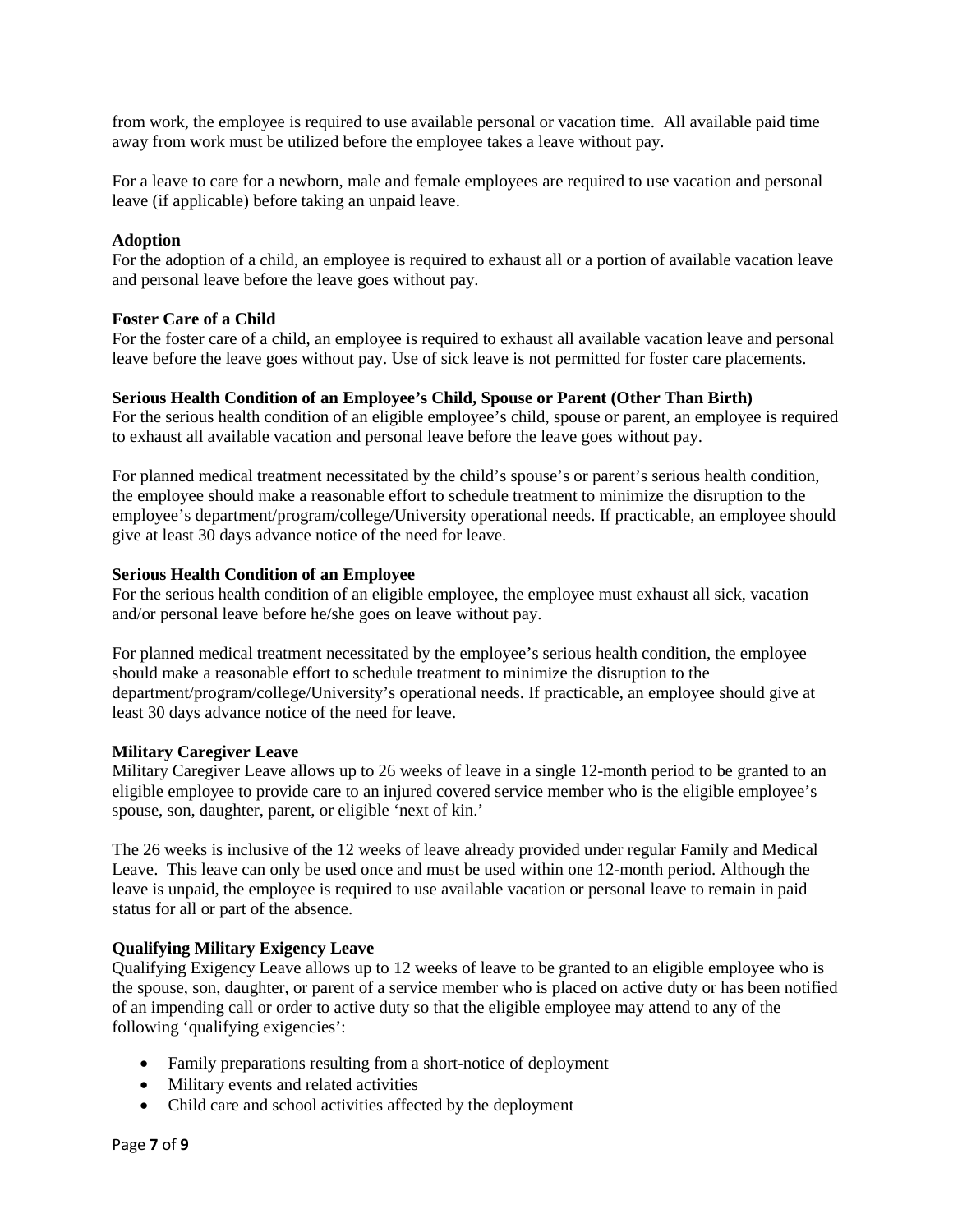from work, the employee is required to use available personal or vacation time. All available paid time away from work must be utilized before the employee takes a leave without pay.

For a leave to care for a newborn, male and female employees are required to use vacation and personal leave (if applicable) before taking an unpaid leave.

**Adoption**

For the adoption of a child, an employee is required to exhaust all or a portion of available vacation leave and personal leave before the leave goes without pay.

**Foster Care of a Child**

For the foster care of a child, an employee is required to exhaust all available vacation leave and personal leave before the leave goes without pay. Use of sick leave is not permitted for foster care placements.

**Serious Health Condition of an Employee's Child, Spouse or Parent (Other Than Birth)**

For the serious health condition of an eligible employee's child, spouse or parent, an employee is required to exhaust all available vacation and personal leave before the leave goes without pay.

For planned medical treatment necessitated by the child's spouse's or parent's serious health condition, the employee should make a reasonable effort to schedule treatment to minimize the disruption to the employee's department/program/college/University operational needs. If practicable, an employee should give at least 30 days advance notice of the need for leave.

**Serious Health Condition of an Employee**

For the serious health condition of an eligible employee, the employee must exhaust all sick, vacation and/or personal leave before he/she goes on leave without pay.

For planned medical treatment necessitated by the employee's serious health condition, the employee should make a reasonable effort to schedule treatment to minimize the disruption to the department/program/college/University's operational needs. If practicable, an employee should give at least 30 days advance notice of the need for leave.

**Military Caregiver Leave**

Military Caregiver Leave allows up to 26 weeks of leave in a single 12-month period to be granted to an eligible employee to provide care to an injured covered service member who is the eligible employee's spouse, son, daughter, parent, or eligible 'next of kin.'

The 26 weeks is inclusive of the 12 weeks of leave already provided under regular Family and Medical Leave. This leave can only be used once and must be used within one 12-month period. Although the leave is unpaid, the employee is required to use available vacation or personal leave to remain in paid status for all or part of the absence.

**Qualifying Military Exigency Leave**

Qualifying Exigency Leave allows up to 12 weeks of leave to be granted to an eligible employee who is the spouse, son, daughter, or parent of a service member who is placed on active duty or has been notified of an impending call or order to active duty so that the eligible employee may attend to any of the following 'qualifying exigencies':

- Family preparations resulting from a short-notice of deployment
- Military events and related activities
- Child care and school activities affected by the deployment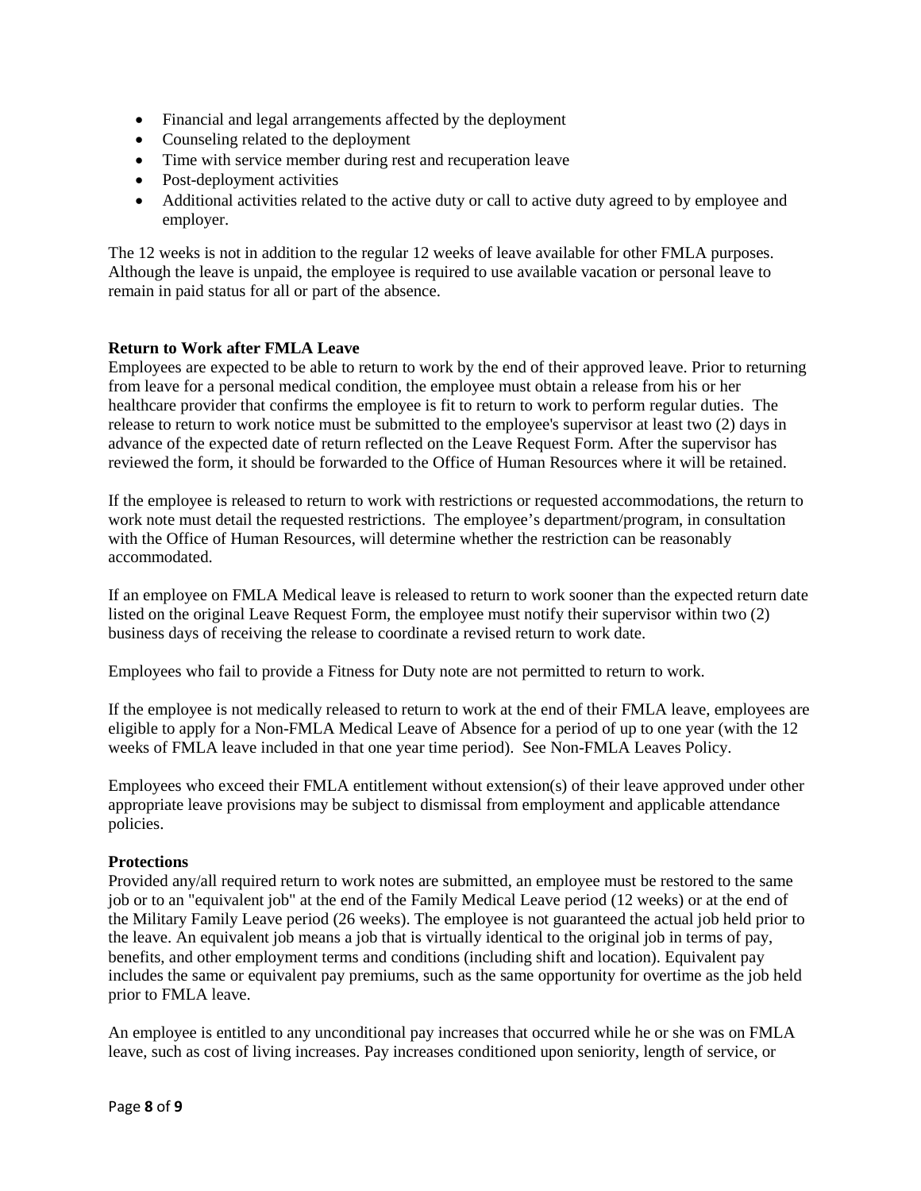- Financial and legal arrangements affected by the deployment
- Counseling related to the deployment
- Time with service member during rest and recuperation leave
- Post-deployment activities
- Additional activities related to the active duty or call to active duty agreed to by employee and employer.

The 12 weeks is not in addition to the regular 12 weeks of leave available for other FMLA purposes. Although the leave is unpaid, the employee is required to use available vacation or personal leave to remain in paid status for all or part of the absence.

**Return to Work after FMLA Leave**

Employees are expected to be able to return to work by the end of their approved leave. Prior to returning from leave for a personal medical condition, the employee must obtain a release from his or her healthcare provider that confirms the employee is fit to return to work to perform regular duties. The release to return to work notice must be submitted to the employee's supervisor at least two (2) days in advance of the expected date of return reflected on the Leave Request Form. After the supervisor has reviewed the form, it should be forwarded to the Office of Human Resources where it will be retained.

If the employee is released to return to work with restrictions or requested accommodations, the return to work note must detail the requested restrictions. The employee's department/program, in consultation with the Office of Human Resources, will determine whether the restriction can be reasonably accommodated.

If an employee on FMLA Medical leave is released to return to work sooner than the expected return date listed on the original Leave Request Form, the employee must notify their supervisor within two (2) business days of receiving the release to coordinate a revised return to work date.

Employees who fail to provide a Fitness for Duty note are not permitted to return to work.

If the employee is not medically released to return to work at the end of their FMLA leave, employees are eligible to apply for a Non-FMLA Medical Leave of Absence for a period of up to one year (with the 12 weeks of FMLA leave included in that one year time period). See Non-FMLA Leaves Policy.

Employees who exceed their FMLA entitlement without extension(s) of their leave approved under other appropriate leave provisions may be subject to dismissal from employment and applicable attendance policies.

**Protections**

Provided any/all required return to work notes are submitted, an employee must be restored to the same job or to an "equivalent job" at the end of the Family Medical Leave period (12 weeks) or at the end of the Military Family Leave period (26 weeks). The employee is not guaranteed the actual job held prior to the leave. An equivalent job means a job that is virtually identical to the original job in terms of pay, benefits, and other employment terms and conditions (including shift and location). Equivalent pay includes the same or equivalent pay premiums, such as the same opportunity for overtime as the job held prior to FMLA leave.

An employee is entitled to any unconditional pay increases that occurred while he or she was on FMLA leave, such as cost of living increases. Pay increases conditioned upon seniority, length of service, or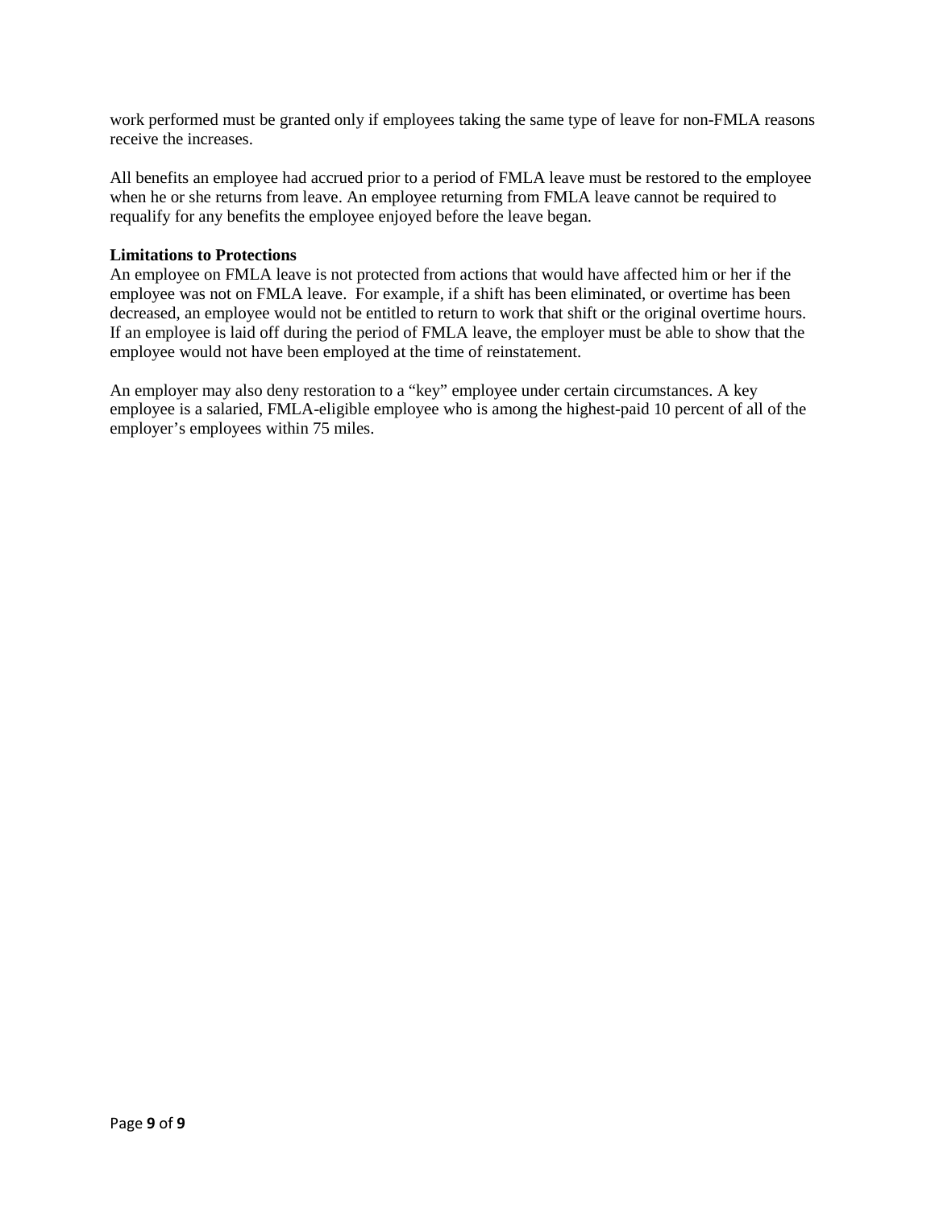work performed must be granted only if employees taking the same type of leave for non-FMLA reasons receive the increases.

All benefits an employee had accrued prior to a period of FMLA leave must be restored to the employee when he or she returns from leave. An employee returning from FMLA leave cannot be required to requalify for any benefits the employee enjoyed before the leave began.

**Limitations to Protections**

An employee on FMLA leave is not protected from actions that would have affected him or her if the employee was not on FMLA leave. For example, if a shift has been eliminated, or overtime has been decreased, an employee would not be entitled to return to work that shift or the original overtime hours. If an employee is laid off during the period of FMLA leave, the employer must be able to show that the employee would not have been employed at the time of reinstatement.

An employer may also deny restoration to a "key" employee under certain circumstances. A key employee is a salaried, FMLA-eligible employee who is among the highest-paid 10 percent of all of the employer's employees within 75 miles.